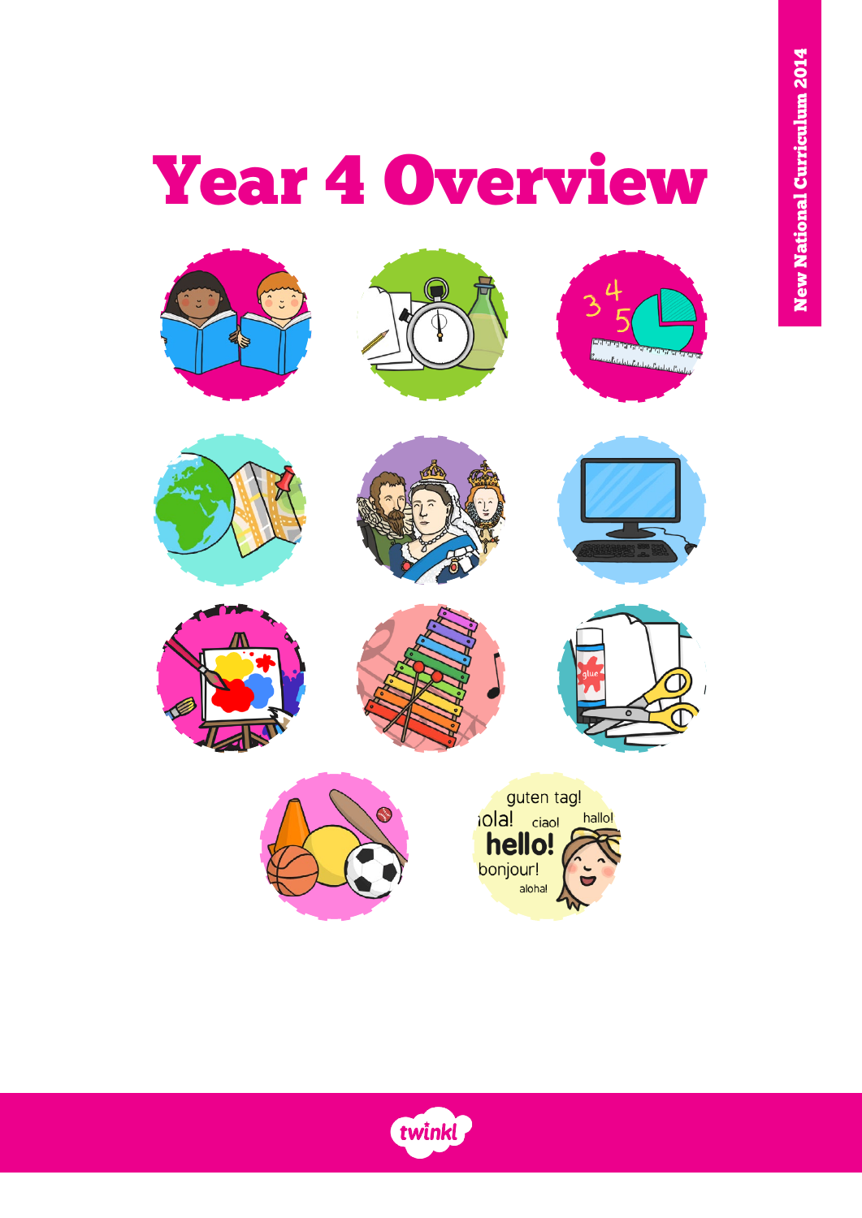# Year 4 Overview

New National Curriculum 2014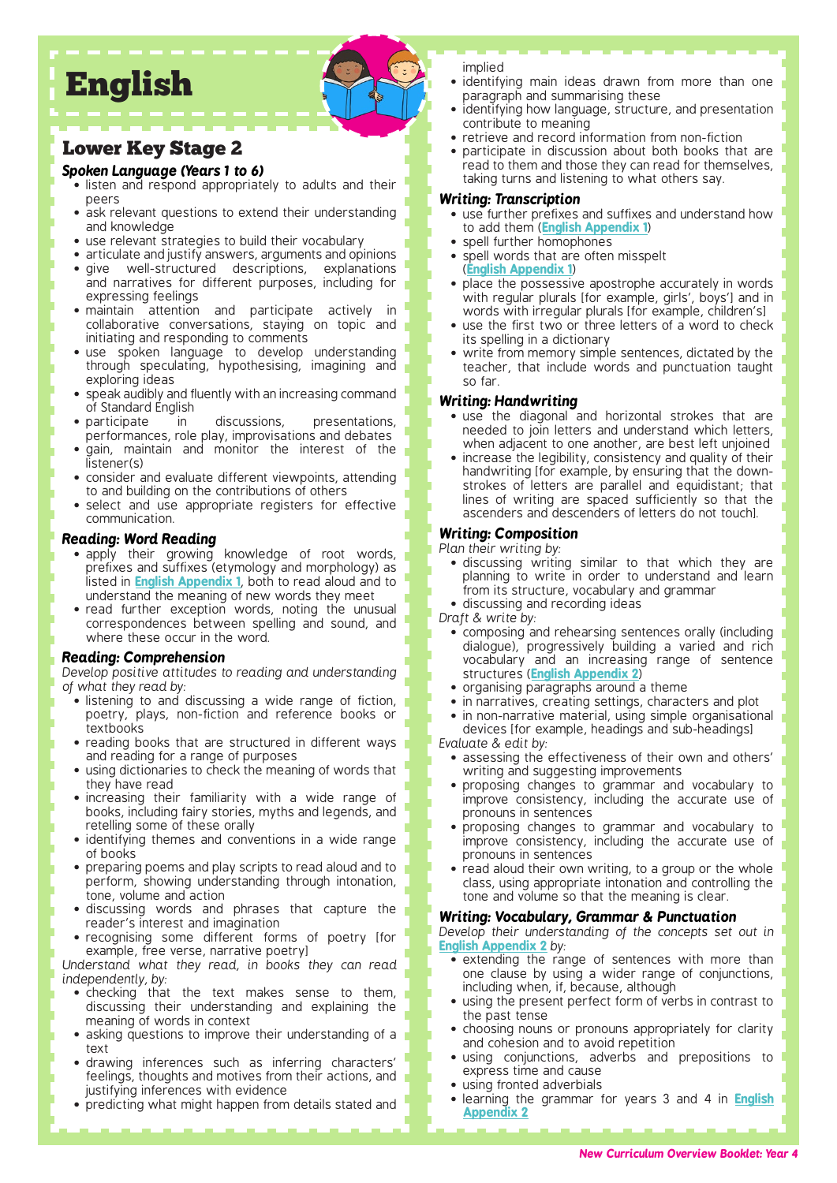# English

## Lower Key Stage 2

### Spoken Language (Years 1 to 6)

- listen and respond appropriately to adults and their peers
- ask relevant questions to extend their understanding and knowledge
- use relevant strategies to build their vocabulary
- articulate and justify answers, arguments and opinions
- give well-structured descriptions, explanations and narratives for different purposes, including for expressing feelings
- maintain attention and participate actively in collaborative conversations, staying on topic and initiating and responding to comments
- use spoken language to develop understanding through speculating, hypothesising, imagining and exploring ideas
- speak audibly and fluently with an increasing command of Standard English
- participate in discussions, presentations, performances, role play, improvisations and debates
- gain, maintain and monitor the interest of the listener(s)
- consider and evaluate different viewpoints, attending to and building on the contributions of others
- select and use appropriate registers for effective communication.

### Reading: Word Reading

- apply their growing knowledge of root words, prefixes and suffixes (etymology and morphology) as listed in **English Appendix 1**, both to read aloud and to understand the meaning of new words they meet
- read further exception words, noting the unusual correspondences between spelling and sound, and where these occur in the word.

### Reading: Comprehension

*Develop positive attitudes to reading and understanding of what they read by:*

- listening to and discussing a wide range of fiction, poetry, plays, non-fiction and reference books or textbooks
- reading books that are structured in different ways and reading for a range of purposes
- using dictionaries to check the meaning of words that they have read
- increasing their familiarity with a wide range of books, including fairy stories, myths and legends, and retelling some of these orally
- identifying themes and conventions in a wide range of books
- preparing poems and play scripts to read aloud and to perform, showing understanding through intonation, tone, volume and action
- discussing words and phrases that capture the reader's interest and imagination
- recognising some different forms of poetry [for example, free verse, narrative poetry]

*Understand what they read, in books they can read independently, by:*

- checking that the text makes sense to them, discussing their understanding and explaining the meaning of words in context
- asking questions to improve their understanding of a text
- drawing inferences such as inferring characters' feelings, thoughts and motives from their actions, and justifying inferences with evidence
- predicting what might happen from details stated and implied
- identifying main ideas drawn from more than one paragraph and summarising these
- identifying how language, structure, and presentation contribute to meaning
- retrieve and record information from non-fiction
- participate in discussion about both books that are read to them and those they can read for themselves, taking turns and listening to what others say.

### Writing: Transcription

- use further prefixes and suffixes and understand how to add them (**English Appendix 1**)
- spell further homophones
- spell words that are often misspelt (**English Appendix 1**)
- place the possessive apostrophe accurately in words with regular plurals [for example, girls', boys'] and in words with irregular plurals [for example, children's]
- use the first two or three letters of a word to check its spelling in a dictionary
- write from memory simple sentences, dictated by the teacher, that include words and punctuation taught so far.

### Writing: Handwriting

- use the diagonal and horizontal strokes that are needed to join letters and understand which letters, when adjacent to one another, are best left unjoined
- increase the legibility, consistency and quality of their handwriting [for example, by ensuring that the down-strokes of letters are parallel and equidistant; that lines of writing are spaced sufficiently so that the ascenders and descenders of letters do not touch].

### Writing: Composition

*Plan their writing by:*

- discussing writing similar to that which they are planning to write in order to understand and learn from its structure, vocabulary and grammar
- discussing and recording ideas

*Draft & write by:*

- composing and rehearsing sentences orally (including dialogue), progressively building a varied and rich vocabulary and an increasing range of sentence structures (**English Appendix 2**)
- organising paragraphs around a theme
- in narratives, creating settings, characters and plot
- in non-narrative material, using simple organisational devices [for example, headings and sub-headings]

*Evaluate & edit by:*

- assessing the effectiveness of their own and others' writing and suggesting improvements
- proposing changes to grammar and vocabulary to improve consistency, including the accurate use of pronouns in sentences
- proposing changes to grammar and vocabulary to improve consistency, including the accurate use of pronouns in sentences
- read aloud their own writing, to a group or the whole class, using appropriate intonation and controlling the tone and volume so that the meaning is clear.

### Writing: Vocabulary, Grammar & Punctuation

*Develop their understanding of the concepts set out in* **English Appendix 2** *by:*

- extending the range of sentences with more than one clause by using a wider range of conjunctions, including when, if, because, although
- using the present perfect form of verbs in contrast to the past tense
- choosing nouns or pronouns appropriately for clarity and cohesion and to avoid repetition
- using conjunctions, adverbs and prepositions to express time and cause
- using fronted adverbials
- learning the grammar for years 3 and 4 in **English Appendix 2**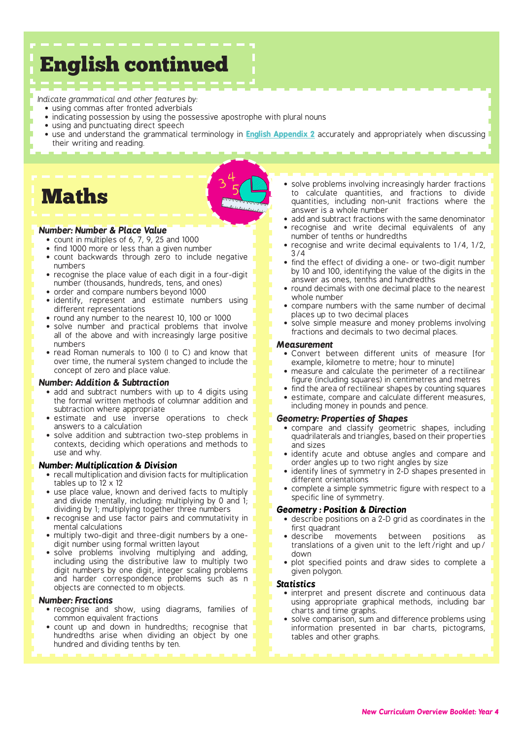# English continued

*Indicate grammatical and other features by:*

- using commas after fronted adverbials
- indicating possession by using the possessive apostrophe with plural nouns
- using and punctuating direct speech
- use and understand the grammatical terminology in **English Appendix 2** accurately and appropriately when discussing their writing and reading.

# Maths

### *Number: Number & Place Value*

- count in multiples of 6, 7, 9, 25 and 1000
- find 1000 more or less than a given number
- count backwards through zero to include negative numbers
- recognise the place value of each digit in a four-digit number (thousands, hundreds, tens, and ones)
- order and compare numbers beyond 1000
- identify, represent and estimate numbers using different representations
- round any number to the nearest 10, 100 or 1000
- solve number and practical problems that involve all of the above and with increasingly large positive numbers
- read Roman numerals to 100 (I to C) and know that over time, the numeral system changed to include the concept of zero and place value.

### *Number: Addition & Subtraction*

- add and subtract numbers with up to 4 digits using the formal written methods of columnar addition and subtraction where appropriate
- estimate and use inverse operations to check answers to a calculation
- solve addition and subtraction two-step problems in contexts, deciding which operations and methods to use and why.

### *Number: Multiplication & Division*

- recall multiplication and division facts for multiplication tables up to 12 x 12
- use place value, known and derived facts to multiply and divide mentally, including: multiplying by 0 and 1; dividing by 1; multiplying together three numbers
- recognise and use factor pairs and commutativity in mental calculations
- multiply two-digit and three-digit numbers by a one-digit number using formal written layout
- solve problems involving multiplying and adding, including using the distributive law to multiply two digit numbers by one digit, integer scaling problems and harder correspondence problems such as n objects are connected to m objects.

### *Number: Fractions*

- recognise and show, using diagrams, families of common equivalent fractions
- count up and down in hundredths; recognise that hundredths arise when dividing an object by one hundred and dividing tenths by ten.
- solve problems involving increasingly harder fractions to calculate quantities, and fractions to divide quantities, including non-unit fractions where the answer is a whole number
- add and subtract fractions with the same denominator
- recognise and write decimal equivalents of any number of tenths or hundredths
- recognise and write decimal equivalents to 1/4, 1/2, 3/4
- find the effect of dividing a one- or two-digit number by 10 and 100, identifying the value of the digits in the answer as ones, tenths and hundredths
- round decimals with one decimal place to the nearest whole number
- compare numbers with the same number of decimal places up to two decimal places
- solve simple measure and money problems involving fractions and decimals to two decimal places.

### *Measurement*

- Convert between different units of measure [for example, kilometre to metre; hour to minute]
- measure and calculate the perimeter of a rectilinear figure (including squares) in centimetres and metres
- find the area of rectilinear shapes by counting squares
- estimate, compare and calculate different measures, including money in pounds and pence.

### *Geometry: Properties of Shapes*

- compare and classify geometric shapes, including quadrilaterals and triangles, based on their properties and sizes
- identify acute and obtuse angles and compare and order angles up to two right angles by size
- identify lines of symmetry in 2-D shapes presented in different orientations
- complete a simple symmetric figure with respect to a specific line of symmetry.

### *Geometry : Position & Direction*

- describe positions on a 2-D grid as coordinates in the first quadrant
- describe movements between positions as translations of a given unit to the left/right and up/down
- plot specified points and draw sides to complete a given polygon.

### *Statistics*

- interpret and present discrete and continuous data using appropriate graphical methods, including bar charts and time graphs.
- solve comparison, sum and difference problems using information presented in bar charts, pictograms, tables and other graphs.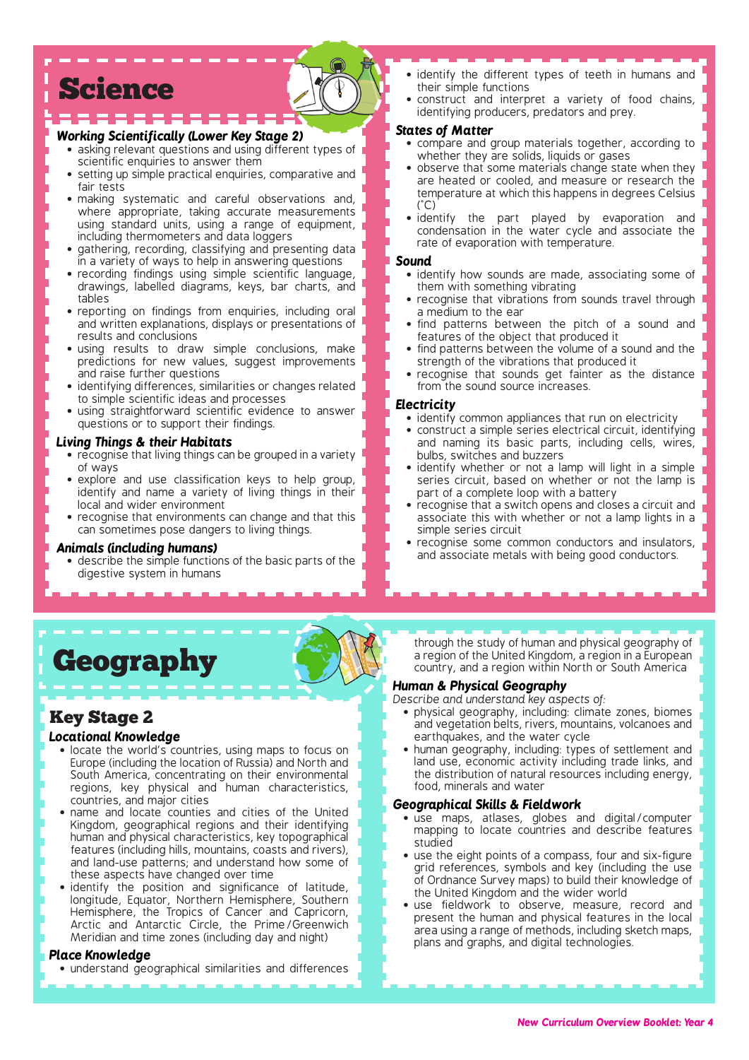# Science

### *Working Scientifically (Lower Key Stage 2)*

- asking relevant questions and using different types of scientific enquiries to answer them
- setting up simple practical enquiries, comparative and fair tests
- making systematic and careful observations and, where appropriate, taking accurate measurements using standard units, using a range of equipment, including thermometers and data loggers
- gathering, recording, classifying and presenting data in a variety of ways to help in answering questions
- recording findings using simple scientific language, drawings, labelled diagrams, keys, bar charts, and tables
- reporting on findings from enquiries, including oral and written explanations, displays or presentations of results and conclusions
- using results to draw simple conclusions, make predictions for new values, suggest improvements and raise further questions
- identifying differences, similarities or changes related to simple scientific ideas and processes
- using straightforward scientific evidence to answer questions or to support their findings.

### *Living Things & their Habitats*

- recognise that living things can be grouped in a variety of ways
- explore and use classification keys to help group, identify and name a variety of living things in their local and wider environment
- recognise that environments can change and that this can sometimes pose dangers to living things.

### *Animals (including humans)*

- describe the simple functions of the basic parts of the digestive system in humans
- identify the different types of teeth in humans and their simple functions
- construct and interpret a variety of food chains, identifying producers, predators and prey.

### *States of Matter*

- compare and group materials together, according to whether they are solids, liquids or gases
- observe that some materials change state when they are heated or cooled, and measure or research the temperature at which this happens in degrees Celsius (˚C)
- identify the part played by evaporation and condensation in the water cycle and associate the rate of evaporation with temperature.

### *Sound*

- identify how sounds are made, associating some of them with something vibrating
- recognise that vibrations from sounds travel through a medium to the ear
- find patterns between the pitch of a sound and features of the object that produced it
- find patterns between the volume of a sound and the strength of the vibrations that produced it
- recognise that sounds get fainter as the distance from the sound source increases.

### *Electricity*

- identify common appliances that run on electricity
- construct a simple series electrical circuit, identifying and naming its basic parts, including cells, wires, bulbs, switches and buzzers
- identify whether or not a lamp will light in a simple series circuit, based on whether or not the lamp is part of a complete loop with a battery
- recognise that a switch opens and closes a circuit and associate this with whether or not a lamp lights in a simple series circuit
- recognise some common conductors and insulators, and associate metals with being good conductors.

# Geography

## Key Stage 2

### *Locational Knowledge*

- locate the world's countries, using maps to focus on Europe (including the location of Russia) and North and South America, concentrating on their environmental regions, key physical and human characteristics, countries, and major cities
- name and locate counties and cities of the United Kingdom, geographical regions and their identifying human and physical characteristics, key topographical features (including hills, mountains, coasts and rivers), and land-use patterns; and understand how some of these aspects have changed over time
- identify the position and significance of latitude, longitude, Equator, Northern Hemisphere, Southern Hemisphere, the Tropics of Cancer and Capricorn, Arctic and Antarctic Circle, the Prime/Greenwich Meridian and time zones (including day and night)

### *Place Knowledge*

- understand geographical similarities and differences through the study of human and physical geography of a region of the United Kingdom, a region in a European country, and a region within North or South America

### *Human & Physical Geography*

*Describe and understand key aspects of:*

- physical geography, including: climate zones, biomes and vegetation belts, rivers, mountains, volcanoes and earthquakes, and the water cycle
- human geography, including: types of settlement and land use, economic activity including trade links, and the distribution of natural resources including energy, food, minerals and water

### *Geographical Skills & Fieldwork*

- use maps, atlases, globes and digital/computer mapping to locate countries and describe features studied
- use the eight points of a compass, four and six-figure grid references, symbols and key (including the use of Ordnance Survey maps) to build their knowledge of the United Kingdom and the wider world
- use fieldwork to observe, measure, record and present the human and physical features in the local area using a range of methods, including sketch maps, plans and graphs, and digital technologies.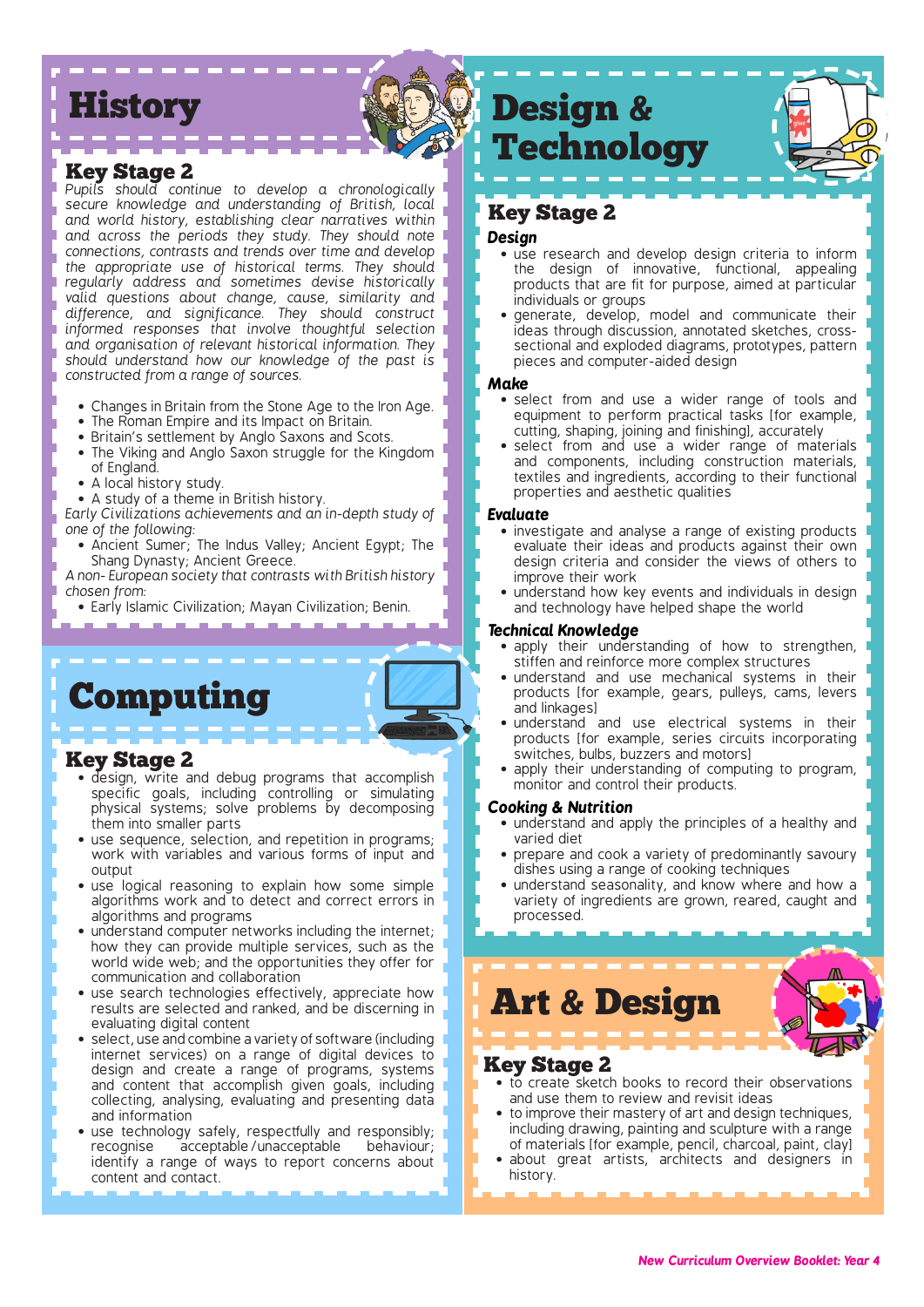# History

## Key Stage 2

*Pupils should continue to develop a chronologically secure knowledge and understanding of British, local and world history, establishing clear narratives within and across the periods they study. They should note connections, contrasts and trends over time and develop the appropriate use of historical terms. They should regularly address and sometimes devise historically valid questions about change, cause, similarity and difference, and significance. They should construct informed responses that involve thoughtful selection and organisation of relevant historical information. They should understand how our knowledge of the past is constructed from a range of sources.*

- Changes in Britain from the Stone Age to the Iron Age.
- The Roman Empire and its Impact on Britain.
- Britain's settlement by Anglo Saxons and Scots.
- The Viking and Anglo Saxon struggle for the Kingdom of England.
- A local history study.
- A study of a theme in British history.

*Early Civilizations achievements and an in-depth study of one of the following:*

- Ancient Sumer; The Indus Valley; Ancient Egypt; The Shang Dynasty; Ancient Greece.

*A non- European society that contrasts with British history chosen from:*

- Early Islamic Civilization; Mayan Civilization; Benin.

# Computing

## Key Stage 2

- design, write and debug programs that accomplish specific goals, including controlling or simulating physical systems; solve problems by decomposing them into smaller parts
- use sequence, selection, and repetition in programs; work with variables and various forms of input and output
- use logical reasoning to explain how some simple algorithms work and to detect and correct errors in algorithms and programs
- understand computer networks including the internet; how they can provide multiple services, such as the world wide web; and the opportunities they offer for communication and collaboration
- use search technologies effectively, appreciate how results are selected and ranked, and be discerning in evaluating digital content
- select, use and combine a variety of software (including internet services) on a range of digital devices to design and create a range of programs, systems and content that accomplish given goals, including collecting, analysing, evaluating and presenting data and information
- use technology safely, respectfully and responsibly; recognise acceptable/unacceptable behaviour; identify a range of ways to report concerns about content and contact.

# Design & Technology

## Key Stage 2

### Design

- use research and develop design criteria to inform the design of innovative, functional, appealing products that are fit for purpose, aimed at particular individuals or groups
- generate, develop, model and communicate their ideas through discussion, annotated sketches, cross-sectional and exploded diagrams, prototypes, pattern pieces and computer-aided design

### Make

- select from and use a wider range of tools and equipment to perform practical tasks [for example, cutting, shaping, joining and finishing], accurately
- select from and use a wider range of materials and components, including construction materials, textiles and ingredients, according to their functional properties and aesthetic qualities

### Evaluate

- investigate and analyse a range of existing products evaluate their ideas and products against their own design criteria and consider the views of others to improve their work
- understand how key events and individuals in design and technology have helped shape the world

### Technical Knowledge

- apply their understanding of how to strengthen, stiffen and reinforce more complex structures
- understand and use mechanical systems in their products [for example, gears, pulleys, cams, levers and linkages]
- understand and use electrical systems in their products [for example, series circuits incorporating switches, bulbs, buzzers and motors]
- apply their understanding of computing to program, monitor and control their products.

### Cooking & Nutrition

- understand and apply the principles of a healthy and varied diet
- prepare and cook a variety of predominantly savoury dishes using a range of cooking techniques
- understand seasonality, and know where and how a variety of ingredients are grown, reared, caught and processed.

# Art & Design

## Key Stage 2

- to create sketch books to record their observations and use them to review and revisit ideas
- to improve their mastery of art and design techniques, including drawing, painting and sculpture with a range of materials [for example, pencil, charcoal, paint, clay]
- about great artists, architects and designers in history.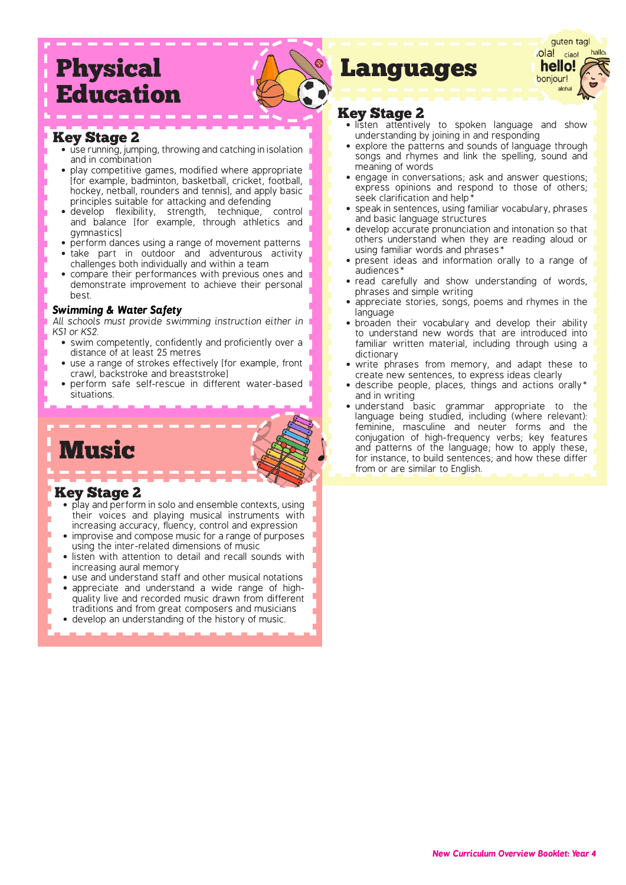# Physical Education

## Key Stage 2

- use running, jumping, throwing and catching in isolation and in combination
- play competitive games, modified where appropriate [for example, badminton, basketball, cricket, football, hockey, netball, rounders and tennis], and apply basic principles suitable for attacking and defending
- develop flexibility, strength, technique, control and balance [for example, through athletics and gymnastics]
- perform dances using a range of movement patterns
- take part in outdoor and adventurous activity challenges both individually and within a team
- compare their performances with previous ones and demonstrate improvement to achieve their personal best.

### *Swimming & Water Safety*

*All schools must provide swimming instruction either in KS1 or KS2.*

- swim competently, confidently and proficiently over a distance of at least 25 metres
- use a range of strokes effectively [for example, front crawl, backstroke and breaststroke]
- perform safe self-rescue in different water-based situations.

# Music

## Key Stage 2

- play and perform in solo and ensemble contexts, using their voices and playing musical instruments with increasing accuracy, fluency, control and expression
- improvise and compose music for a range of purposes using the inter-related dimensions of music
- listen with attention to detail and recall sounds with increasing aural memory
- use and understand staff and other musical notations
- appreciate and understand a wide range of high-quality live and recorded music drawn from different traditions and from great composers and musicians
- develop an understanding of the history of music.

# Languages

## Key Stage 2

- listen attentively to spoken language and show understanding by joining in and responding
- explore the patterns and sounds of language through songs and rhymes and link the spelling, sound and meaning of words
- engage in conversations; ask and answer questions; express opinions and respond to those of others; seek clarification and help*
- speak in sentences, using familiar vocabulary, phrases and basic language structures
- develop accurate pronunciation and intonation so that others understand when they are reading aloud or using familiar words and phrases*
- present ideas and information orally to a range of audiences*
- read carefully and show understanding of words, phrases and simple writing
- appreciate stories, songs, poems and rhymes in the language
- broaden their vocabulary and develop their ability to understand new words that are introduced into familiar written material, including through using a dictionary
- write phrases from memory, and adapt these to create new sentences, to express ideas clearly
- describe people, places, things and actions orally* and in writing
- understand basic grammar appropriate to the language being studied, including (where relevant): feminine, masculine and neuter forms and the conjugation of high-frequency verbs; key features and patterns of the language; how to apply these, for instance, to build sentences; and how these differ from or are similar to English.